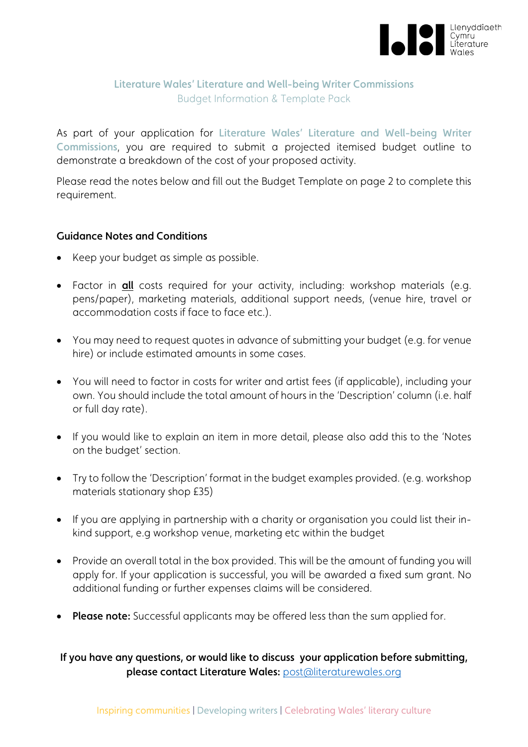Llenyddiaeth Cymru Literature Wales

## Literature Wales' Literature and Well-being Writer Commissions

Budget Information & Template Pack

As part of your application for **Literature Wales' Literature and Well-being Writer Commissions**, you are required to submit a projected itemised budget outline to demonstrate a breakdown of the cost of your proposed activity.

Please read the notes below and fill out the Budget Template on page 2 to complete this requirement.

### Guidance Notes and Conditions

- Keep your budget as simple as possible.
- Factor in **all** costs required for your activity, including: workshop materials (e.g. pens/paper), marketing materials, additional support needs, (venue hire, travel or accommodation costs if face to face etc.).
- You may need to request quotes in advance of submitting your budget (e.g. for venue hire) or include estimated amounts in some cases.
- You will need to factor in costs for writer and artist fees (if applicable), including your own. You should include the total amount of hours in the 'Description' column (i.e. half or full day rate).
- If you would like to explain an item in more detail, please also add this to the 'Notes on the budget' section.
- Try to follow the 'Description' format in the budget examples provided. (e.g. workshop materials stationary shop £35)
- If you are applying in partnership with a charity or organisation you could list their in-kind support, e.g workshop venue, marketing etc within the budget
- Provide an overall total in the box provided. This will be the amount of funding you will apply for. If your application is successful, you will be awarded a fixed sum grant. No additional funding or further expenses claims will be considered.
- **Please note:** Successful applicants may be offered less than the sum applied for.

**If you have any questions, or would like to discuss your application before submitting, please contact Literature Wales:** post@literaturewales.org

Inspiring communities | Developing writers | Celebrating Wales' literary culture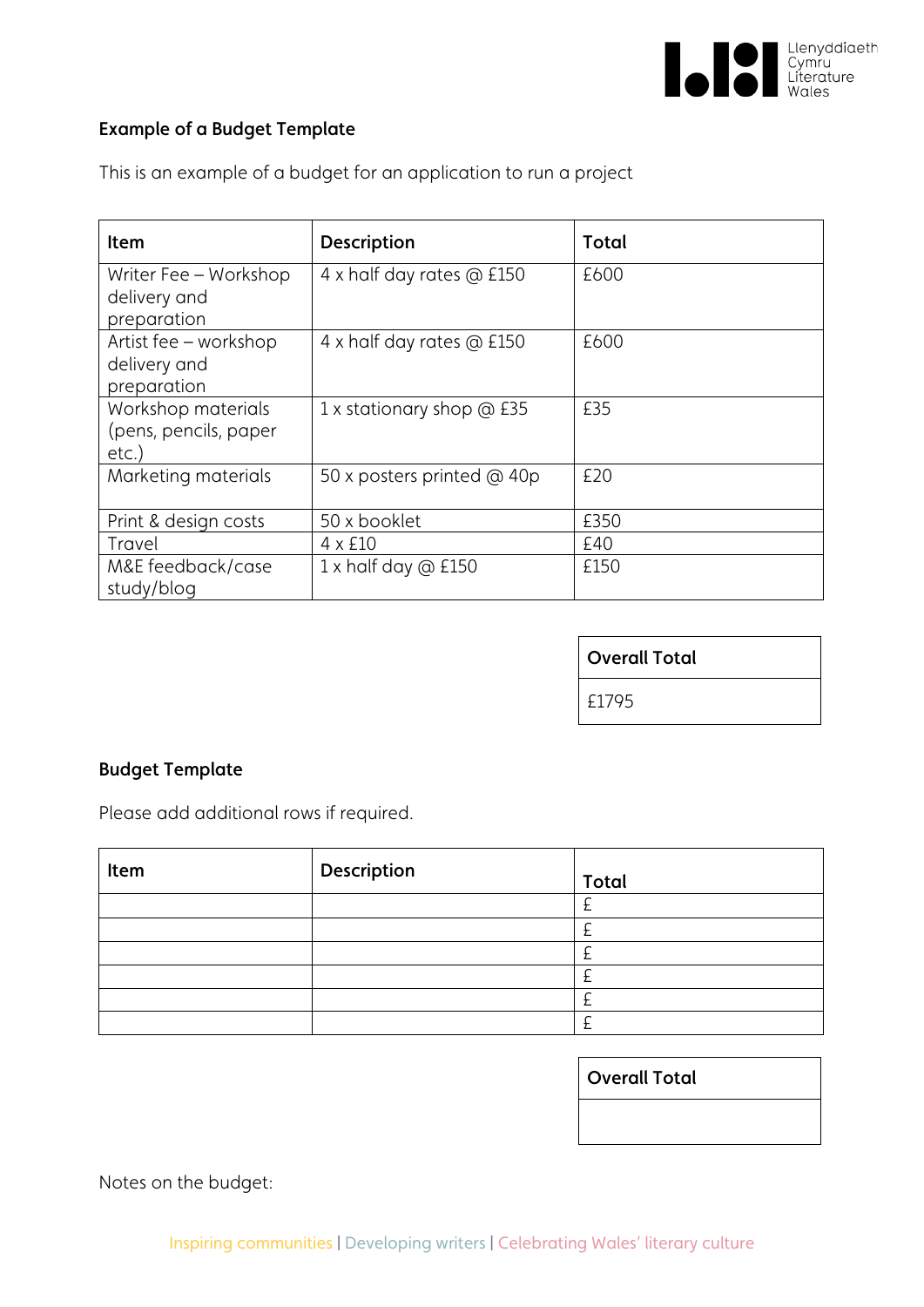**Example of a Budget Template**

This is an example of a budget for an application to run a project

| Item | Description | Total |
|---|---|---|
| Writer Fee – Workshop delivery and preparation | 4 x half day rates @ £150 | £600 |
| Artist fee – workshop delivery and preparation | 4 x half day rates @ £150 | £600 |
| Workshop materials (pens, pencils, paper etc.) | 1 x stationary shop @ £35 | £35 |
| Marketing materials | 50 x posters printed @ 40p | £20 |
| Print & design costs | 50 x booklet | £350 |
| Travel | 4 x £10 | £40 |
| M&E feedback/case study/blog | 1 x half day @ £150 | £150 |

| Overall Total |
|---|
| £1795 |

**Budget Template**

Please add additional rows if required.

| Item | Description | Total |
|---|---|---|
| | | £ |
| | | £ |
| | | £ |
| | | £ |
| | | £ |
| | | £ |

| Overall Total |
|---|
| |

Notes on the budget: